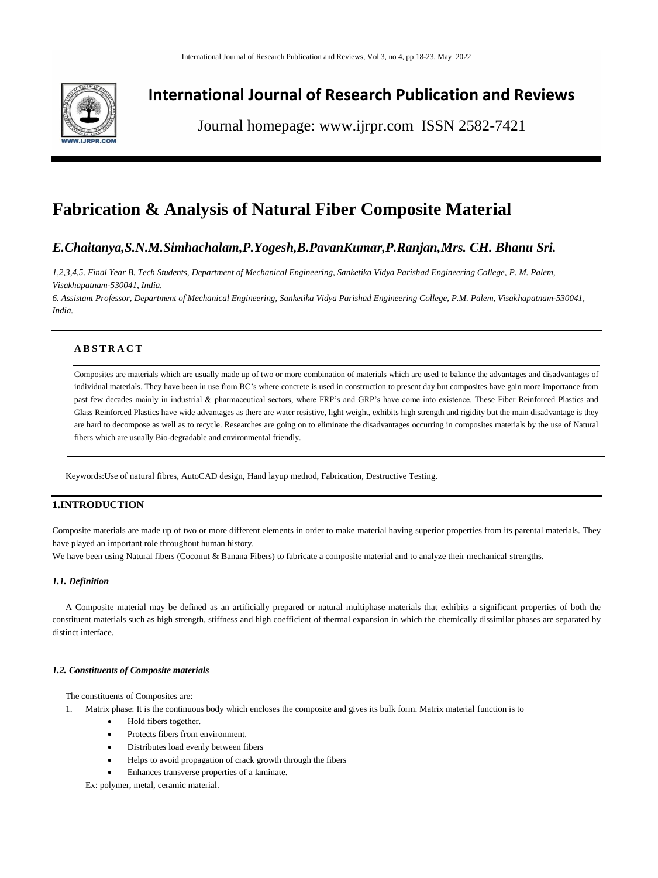# International Journal of Research Publication and Reviews

Journal homepage: www.ijrpr.com ISSN 2582-7421

# Fabrication & Analysis of Natural Fiber Composite Material

## *E.Chaitanya,S.N.M.Simhachalam,P.Yogesh,B.PavanKumar,P.Ranjan,Mrs. CH. Bhanu Sri.*

*1,2,3,4,5. Final Year B. Tech Students, Department of Mechanical Engineering, Sanketika Vidya Parishad Engineering College, P. M. Palem, Visakhapatnam-530041, India.*

*6. Assistant Professor, Department of Mechanical Engineering, Sanketika Vidya Parishad Engineering College, P.M. Palem, Visakhapatnam-530041, India.*

**A B S T R A C T**

Composites are materials which are usually made up of two or more combination of materials which are used to balance the advantages and disadvantages of individual materials. They have been in use from BC's where concrete is used in construction to present day but composites have gain more importance from past few decades mainly in industrial & pharmaceutical sectors, where FRP's and GRP's have come into existence. These Fiber Reinforced Plastics and Glass Reinforced Plastics have wide advantages as there are water resistive, light weight, exhibits high strength and rigidity but the main disadvantage is they are hard to decompose as well as to recycle. Researches are going on to eliminate the disadvantages occurring in composites materials by the use of Natural fibers which are usually Bio-degradable and environmental friendly.

Keywords:Use of natural fibres, AutoCAD design, Hand layup method, Fabrication, Destructive Testing.

## 1.INTRODUCTION

Composite materials are made up of two or more different elements in order to make material having superior properties from its parental materials. They have played an important role throughout human history.

We have been using Natural fibers (Coconut & Banana Fibers) to fabricate a composite material and to analyze their mechanical strengths.

### *1.1. Definition*

A Composite material may be defined as an artificially prepared or natural multiphase materials that exhibits a significant properties of both the constituent materials such as high strength, stiffness and high coefficient of thermal expansion in which the chemically dissimilar phases are separated by distinct interface.

### *1.2. Constituents of Composite materials*

The constituents of Composites are:

1. Matrix phase: It is the continuous body which encloses the composite and gives its bulk form. Matrix material function is to
   - Hold fibers together.
   - Protects fibers from environment.
   - Distributes load evenly between fibers
   - Helps to avoid propagation of crack growth through the fibers
   - Enhances transverse properties of a laminate.

   Ex: polymer, metal, ceramic material.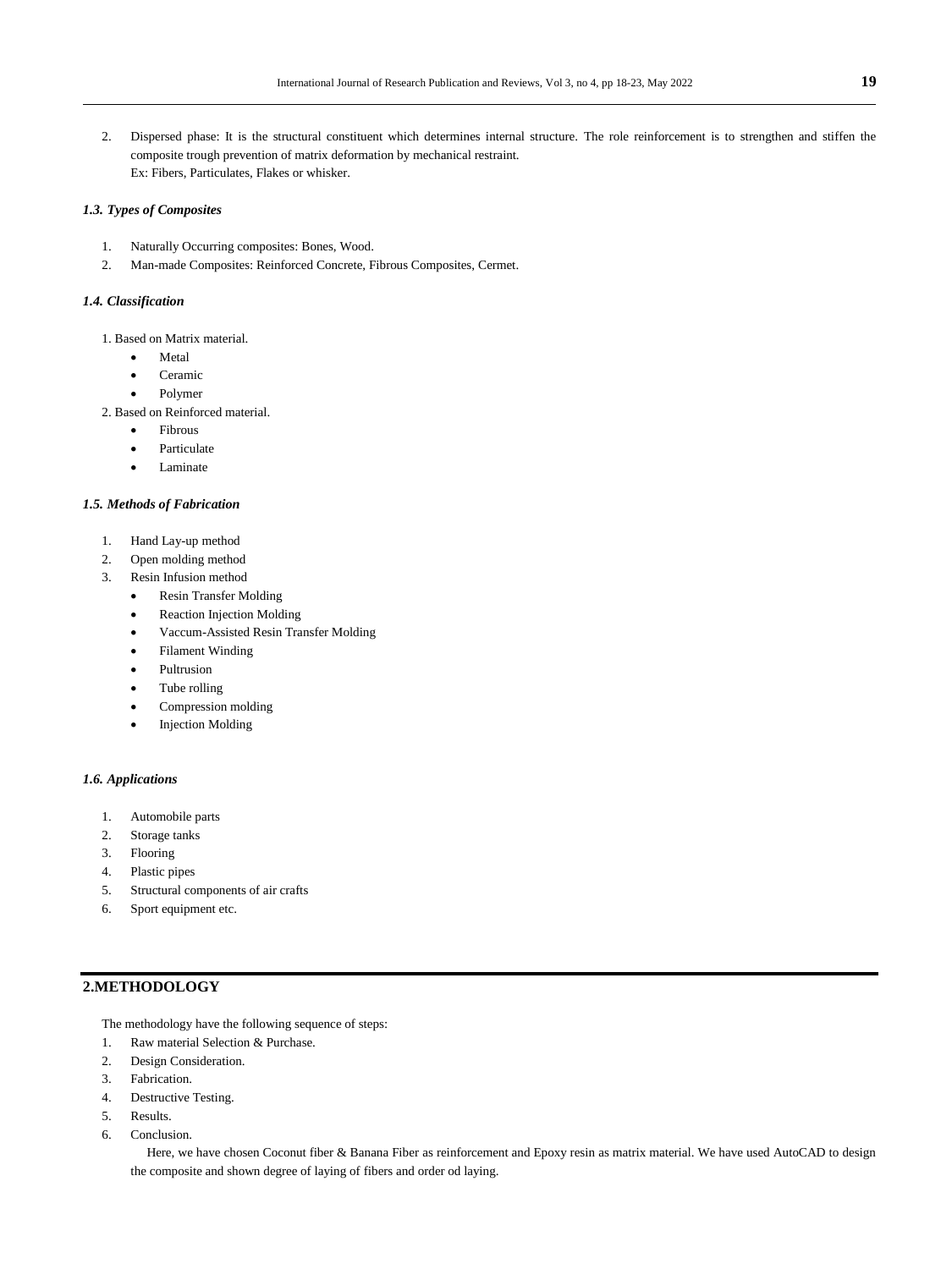2. Dispersed phase: It is the structural constituent which determines internal structure. The role reinforcement is to strengthen and stiffen the composite trough prevention of matrix deformation by mechanical restraint.
   Ex: Fibers, Particulates, Flakes or whisker.

### *1.3. Types of Composites*

1. Naturally Occurring composites: Bones, Wood.
2. Man-made Composites: Reinforced Concrete, Fibrous Composites, Cermet.

### *1.4. Classification*

1. Based on Matrix material.
   - Metal
   - Ceramic
   - Polymer
2. Based on Reinforced material.
   - Fibrous
   - Particulate
   - Laminate

### *1.5. Methods of Fabrication*

1. Hand Lay-up method
2. Open molding method
3. Resin Infusion method
   - Resin Transfer Molding
   - Reaction Injection Molding
   - Vaccum-Assisted Resin Transfer Molding
   - Filament Winding
   - Pultrusion
   - Tube rolling
   - Compression molding
   - Injection Molding

### *1.6. Applications*

1. Automobile parts
2. Storage tanks
3. Flooring
4. Plastic pipes
5. Structural components of air crafts
6. Sport equipment etc.

## 2.METHODOLOGY

The methodology have the following sequence of steps:

1. Raw material Selection & Purchase.
2. Design Consideration.
3. Fabrication.
4. Destructive Testing.
5. Results.
6. Conclusion.

Here, we have chosen Coconut fiber & Banana Fiber as reinforcement and Epoxy resin as matrix material. We have used AutoCAD to design the composite and shown degree of laying of fibers and order od laying.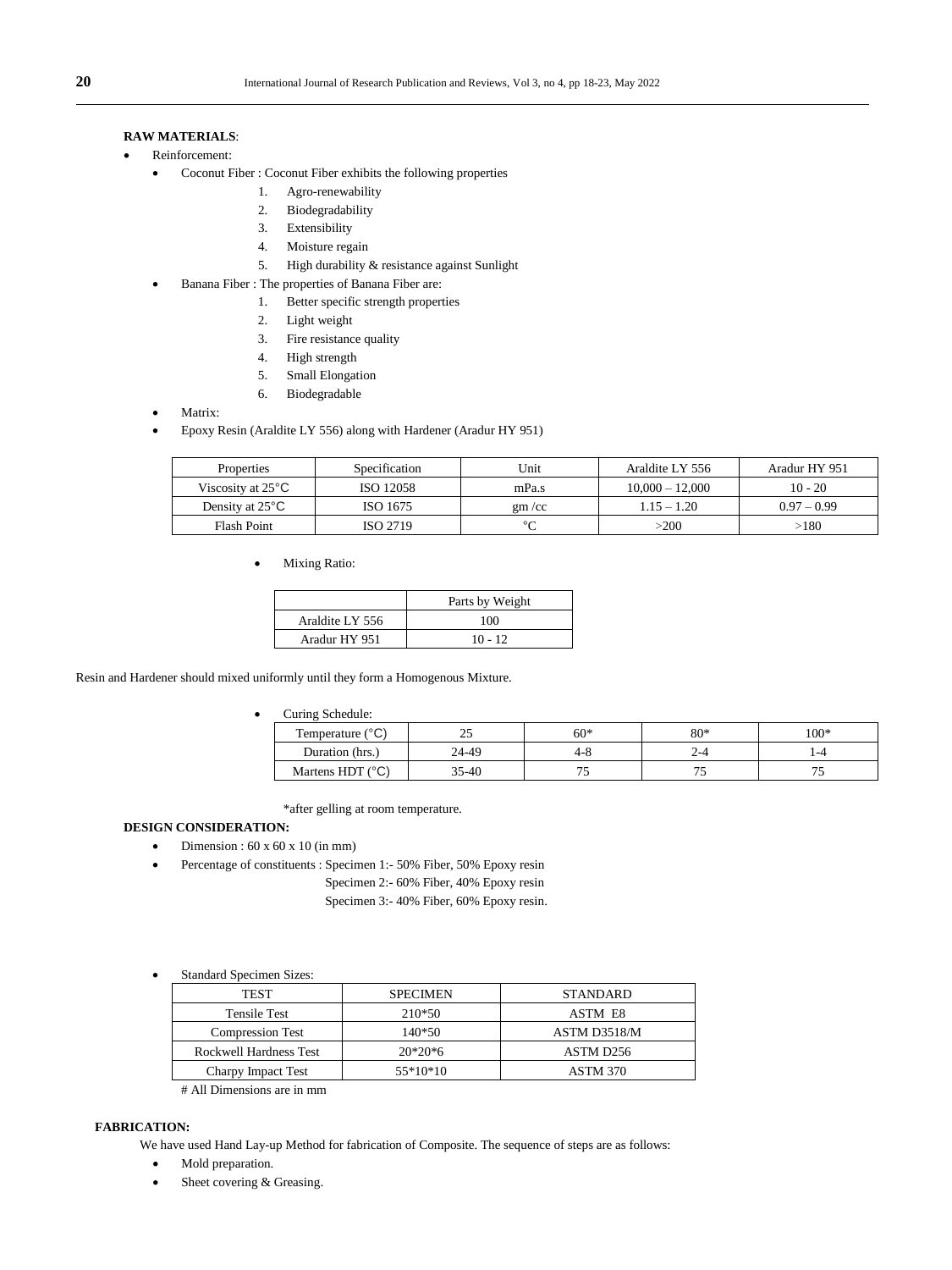**RAW MATERIALS**:

- Reinforcement:
  - Coconut Fiber : Coconut Fiber exhibits the following properties
    1. Agro-renewability
    2. Biodegradability
    3. Extensibility
    4. Moisture regain
    5. High durability & resistance against Sunlight
  - Banana Fiber : The properties of Banana Fiber are:
    1. Better specific strength properties
    2. Light weight
    3. Fire resistance quality
    4. High strength
    5. Small Elongation
    6. Biodegradable
  - Matrix:
  - Epoxy Resin (Araldite LY 556) along with Hardener (Aradur HY 951)

| Properties | Specification | Unit | Araldite LY 556 | Aradur HY 951 |
|---|---|---|---|---|
| Viscosity at 25°C | ISO 12058 | mPa.s | 10,000 – 12,000 | 10 - 20 |
| Density at 25°C | ISO 1675 | gm /cc | 1.15 – 1.20 | 0.97 – 0.99 |
| Flash Point | ISO 2719 | °C | >200 | >180 |

- Mixing Ratio:

| | Parts by Weight |
|---|---|
| Araldite LY 556 | 100 |
| Aradur HY 951 | 10 - 12 |

Resin and Hardener should mixed uniformly until they form a Homogenous Mixture.

- Curing Schedule:

| Temperature (°C) | 25 | 60* | 80* | 100* |
|---|---|---|---|---|
| Duration (hrs.) | 24-49 | 4-8 | 2-4 | 1-4 |
| Martens HDT (°C) | 35-40 | 75 | 75 | 75 |

*after gelling at room temperature.

**DESIGN CONSIDERATION:**

- Dimension : 60 x 60 x 10 (in mm)
- Percentage of constituents : Specimen 1:- 50% Fiber, 50% Epoxy resin
  Specimen 2:- 60% Fiber, 40% Epoxy resin
  Specimen 3:- 40% Fiber, 60% Epoxy resin.

- Standard Specimen Sizes:

| TEST | SPECIMEN | STANDARD |
|---|---|---|
| Tensile Test | 210*50 | ASTM E8 |
| Compression Test | 140*50 | ASTM D3518/M |
| Rockwell Hardness Test | 20*20*6 | ASTM D256 |
| Charpy Impact Test | 55*10*10 | ASTM 370 |

# All Dimensions are in mm

**FABRICATION:**

We have used Hand Lay-up Method for fabrication of Composite. The sequence of steps are as follows:

- Mold preparation.
- Sheet covering & Greasing.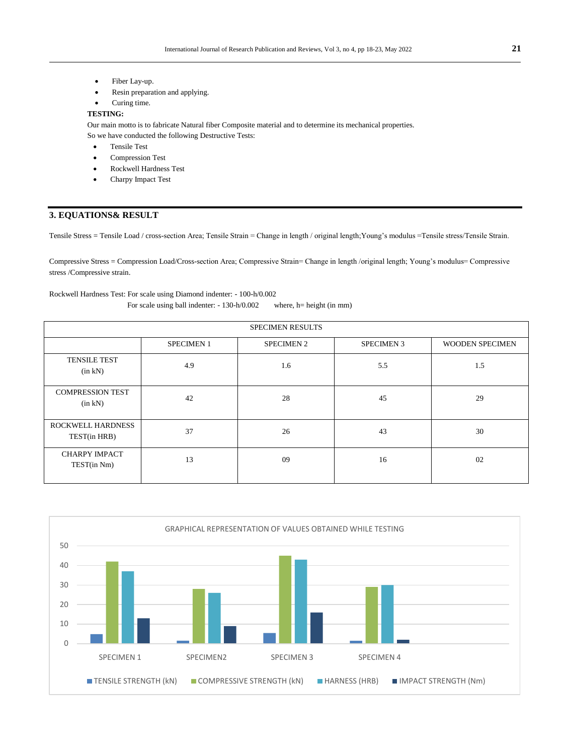- Fiber Lay-up.
- Resin preparation and applying.
- Curing time.

**TESTING:**

Our main motto is to fabricate Natural fiber Composite material and to determine its mechanical properties.
So we have conducted the following Destructive Tests:

- Tensile Test
- Compression Test
- Rockwell Hardness Test
- Charpy Impact Test

## 3. EQUATIONS& RESULT

Tensile Stress = Tensile Load / cross-section Area; Tensile Strain = Change in length / original length;Young's modulus =Tensile stress/Tensile Strain.

Compressive Stress = Compression Load/Cross-section Area; Compressive Strain= Change in length /original length; Young's modulus= Compressive stress /Compressive strain.

Rockwell Hardness Test: For scale using Diamond indenter: - 100-h/0.002
For scale using ball indenter: - 130-h/0.002 where, h= height (in mm)

| SPECIMEN RESULTS | | | | |
|---|---|---|---|---|
| | SPECIMEN 1 | SPECIMEN 2 | SPECIMEN 3 | WOODEN SPECIMEN |
| TENSILE TEST (in kN) | 4.9 | 1.6 | 5.5 | 1.5 |
| COMPRESSION TEST (in kN) | 42 | 28 | 45 | 29 |
| ROCKWELL HARDNESS TEST(in HRB) | 37 | 26 | 43 | 30 |
| CHARPY IMPACT TEST(in Nm) | 13 | 09 | 16 | 02 |

GRAPHICAL REPRESENTATION OF VALUES OBTAINED WHILE TESTING

50
40
30
20
10
0

SPECIMEN 1 SPECIMEN2 SPECIMEN 3 SPECIMEN 4

TENSILE STRENGTH (kN) COMPRESSIVE STRENGTH (kN) HARNESS (HRB) IMPACT STRENGTH (Nm)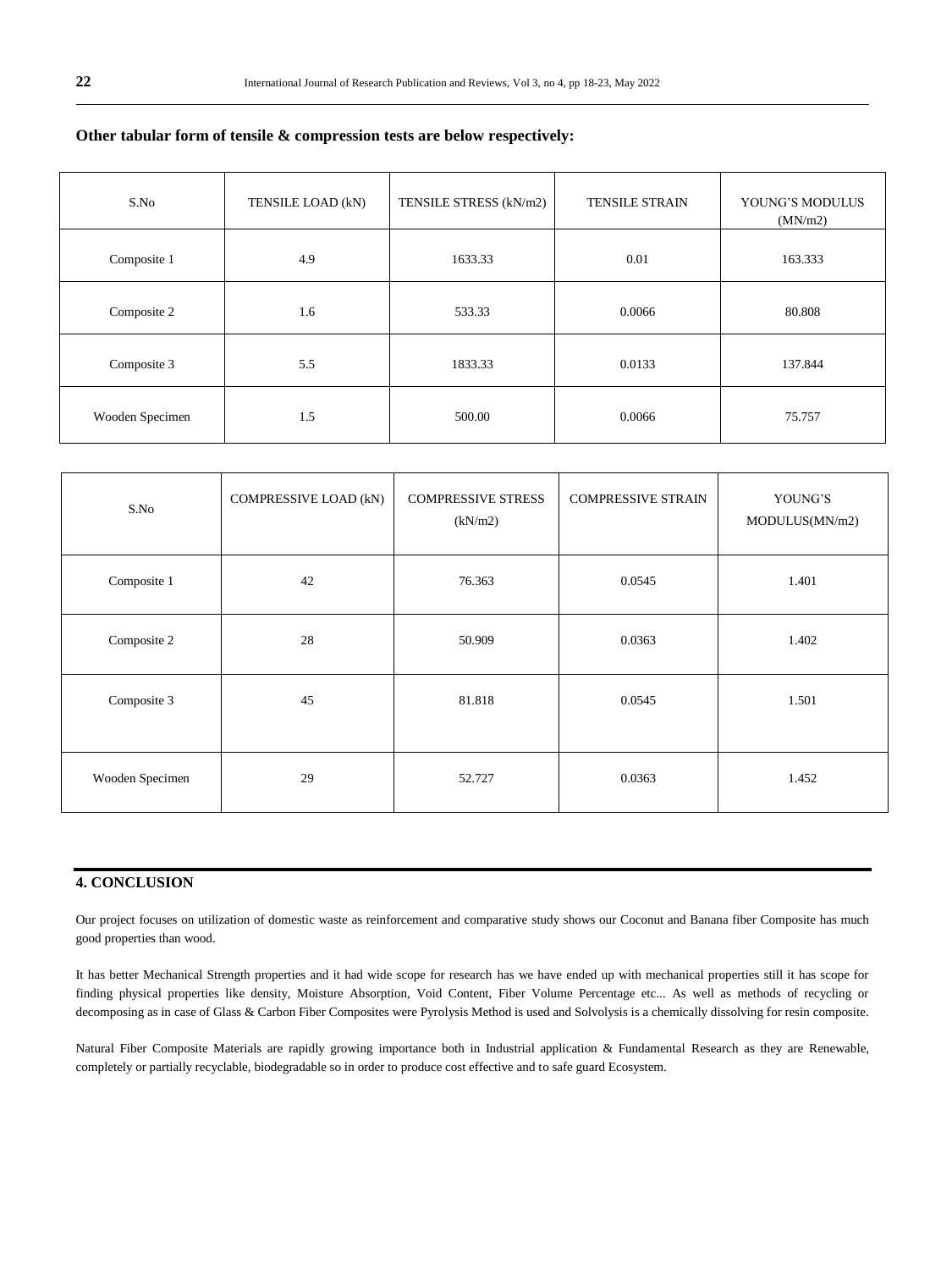**Other tabular form of tensile & compression tests are below respectively:**

| S.No | TENSILE LOAD (kN) | TENSILE STRESS (kN/m2) | TENSILE STRAIN | YOUNG'S MODULUS (MN/m2) |
|---|---|---|---|---|
| Composite 1 | 4.9 | 1633.33 | 0.01 | 163.333 |
| Composite 2 | 1.6 | 533.33 | 0.0066 | 80.808 |
| Composite 3 | 5.5 | 1833.33 | 0.0133 | 137.844 |
| Wooden Specimen | 1.5 | 500.00 | 0.0066 | 75.757 |

| S.No | COMPRESSIVE LOAD (kN) | COMPRESSIVE STRESS (kN/m2) | COMPRESSIVE STRAIN | YOUNG'S MODULUS(MN/m2) |
|---|---|---|---|---|
| Composite 1 | 42 | 76.363 | 0.0545 | 1.401 |
| Composite 2 | 28 | 50.909 | 0.0363 | 1.402 |
| Composite 3 | 45 | 81.818 | 0.0545 | 1.501 |
| Wooden Specimen | 29 | 52.727 | 0.0363 | 1.452 |

## 4. CONCLUSION

Our project focuses on utilization of domestic waste as reinforcement and comparative study shows our Coconut and Banana fiber Composite has much good properties than wood.

It has better Mechanical Strength properties and it had wide scope for research has we have ended up with mechanical properties still it has scope for finding physical properties like density, Moisture Absorption, Void Content, Fiber Volume Percentage etc... As well as methods of recycling or decomposing as in case of Glass & Carbon Fiber Composites were Pyrolysis Method is used and Solvolysis is a chemically dissolving for resin composite.

Natural Fiber Composite Materials are rapidly growing importance both in Industrial application & Fundamental Research as they are Renewable, completely or partially recyclable, biodegradable so in order to produce cost effective and to safe guard Ecosystem.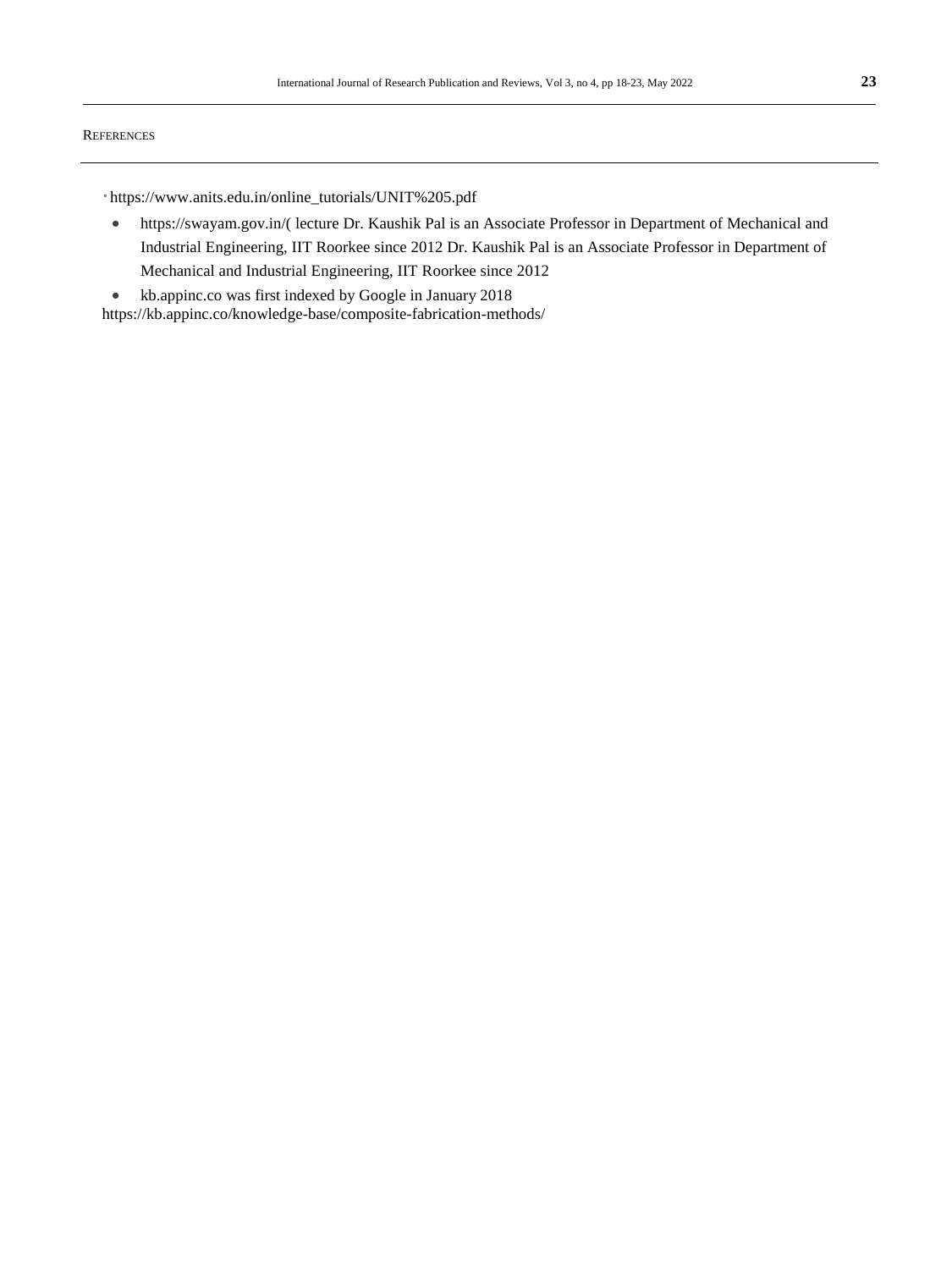## REFERENCES

- https://www.anits.edu.in/online_tutorials/UNIT%205.pdf
- https://swayam.gov.in/( lecture Dr. Kaushik Pal is an Associate Professor in Department of Mechanical and Industrial Engineering, IIT Roorkee since 2012 Dr. Kaushik Pal is an Associate Professor in Department of Mechanical and Industrial Engineering, IIT Roorkee since 2012
- kb.appinc.co was first indexed by Google in January 2018

https://kb.appinc.co/knowledge-base/composite-fabrication-methods/